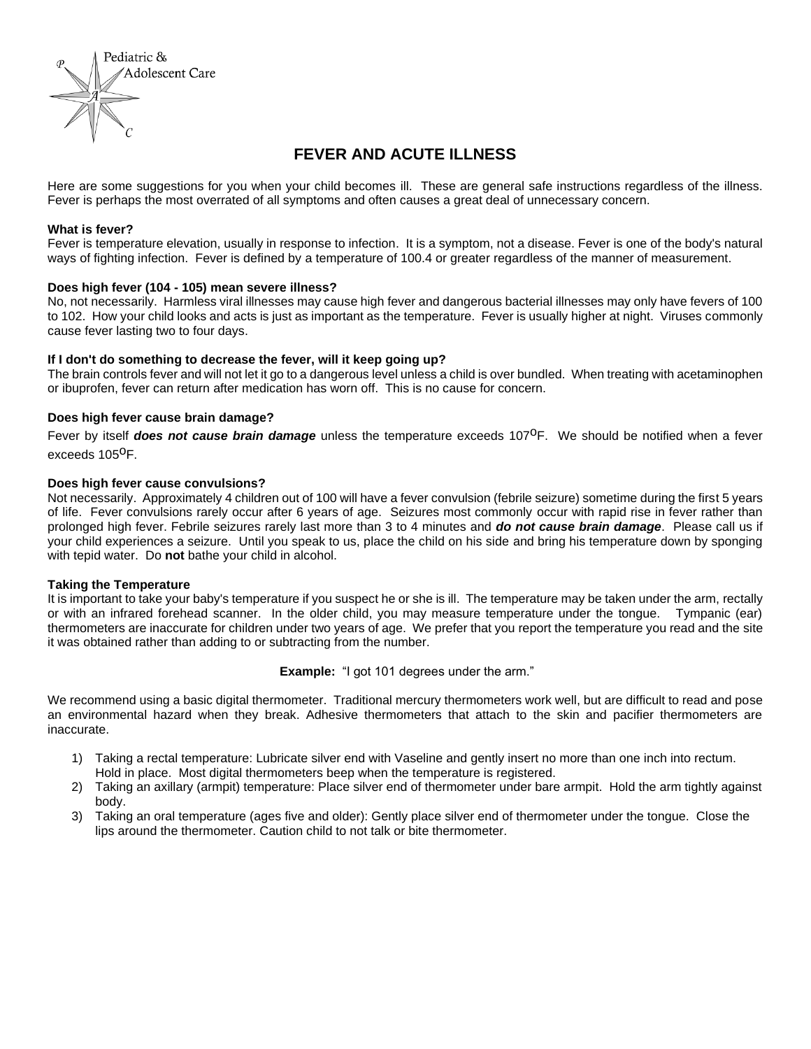Pediatric & Adolescent Care

# FEVER AND ACUTE ILLNESS

Here are some suggestions for you when your child becomes ill. These are general safe instructions regardless of the illness. Fever is perhaps the most overrated of all symptoms and often causes a great deal of unnecessary concern.

**What is fever?**
Fever is temperature elevation, usually in response to infection. It is a symptom, not a disease. Fever is one of the body's natural ways of fighting infection. Fever is defined by a temperature of 100.4 or greater regardless of the manner of measurement.

**Does high fever (104 - 105) mean severe illness?**
No, not necessarily. Harmless viral illnesses may cause high fever and dangerous bacterial illnesses may only have fevers of 100 to 102. How your child looks and acts is just as important as the temperature. Fever is usually higher at night. Viruses commonly cause fever lasting two to four days.

**If I don't do something to decrease the fever, will it keep going up?**
The brain controls fever and will not let it go to a dangerous level unless a child is over bundled. When treating with acetaminophen or ibuprofen, fever can return after medication has worn off. This is no cause for concern.

**Does high fever cause brain damage?**
Fever by itself ***does not cause brain damage*** unless the temperature exceeds 107°F. We should be notified when a fever exceeds 105°F.

**Does high fever cause convulsions?**
Not necessarily. Approximately 4 children out of 100 will have a fever convulsion (febrile seizure) sometime during the first 5 years of life. Fever convulsions rarely occur after 6 years of age. Seizures most commonly occur with rapid rise in fever rather than prolonged high fever. Febrile seizures rarely last more than 3 to 4 minutes and ***do not cause brain damage***. Please call us if your child experiences a seizure. Until you speak to us, place the child on his side and bring his temperature down by sponging with tepid water. Do **not** bathe your child in alcohol.

**Taking the Temperature**
It is important to take your baby's temperature if you suspect he or she is ill. The temperature may be taken under the arm, rectally or with an infrared forehead scanner. In the older child, you may measure temperature under the tongue. Tympanic (ear) thermometers are inaccurate for children under two years of age. We prefer that you report the temperature you read and the site it was obtained rather than adding to or subtracting from the number.

**Example:** "I got 101 degrees under the arm."

We recommend using a basic digital thermometer. Traditional mercury thermometers work well, but are difficult to read and pose an environmental hazard when they break. Adhesive thermometers that attach to the skin and pacifier thermometers are inaccurate.

1) Taking a rectal temperature: Lubricate silver end with Vaseline and gently insert no more than one inch into rectum. Hold in place. Most digital thermometers beep when the temperature is registered.
2) Taking an axillary (armpit) temperature: Place silver end of thermometer under bare armpit. Hold the arm tightly against body.
3) Taking an oral temperature (ages five and older): Gently place silver end of thermometer under the tongue. Close the lips around the thermometer. Caution child to not talk or bite thermometer.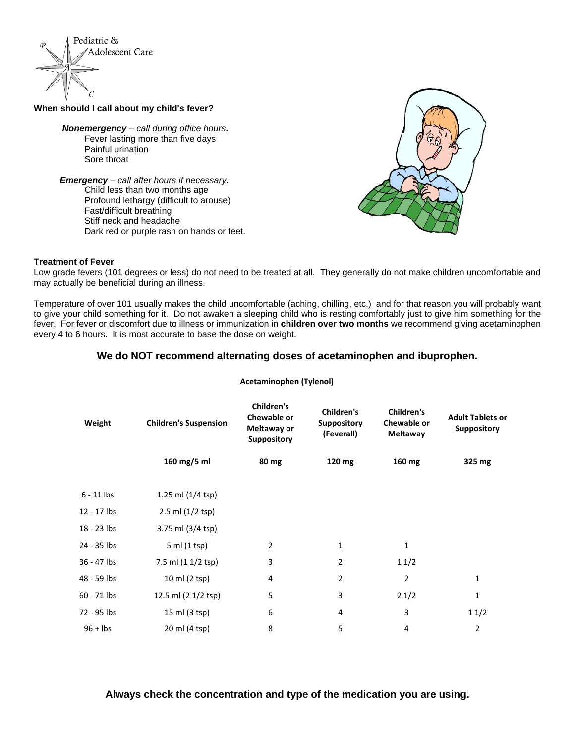Pediatric & Adolescent Care

**When should I call about my child's fever?**

***Nonemergency*** *– call during office hours.*

Fever lasting more than five days
Painful urination
Sore throat

***Emergency*** *– call after hours if necessary.*

Child less than two months age
Profound lethargy (difficult to arouse)
Fast/difficult breathing
Stiff neck and headache
Dark red or purple rash on hands or feet.

**Treatment of Fever**

Low grade fevers (101 degrees or less) do not need to be treated at all. They generally do not make children uncomfortable and may actually be beneficial during an illness.

Temperature of over 101 usually makes the child uncomfortable (aching, chilling, etc.) and for that reason you will probably want to give your child something for it. Do not awaken a sleeping child who is resting comfortably just to give him something for the fever. For fever or discomfort due to illness or immunization in **children over two months** we recommend giving acetaminophen every 4 to 6 hours. It is most accurate to base the dose on weight.

**We do NOT recommend alternating doses of acetaminophen and ibuprophen.**

**Acetaminophen (Tylenol)**

| Weight | Children's Suspension | Children's Chewable or Meltaway or Suppository | Children's Suppository (Feverall) | Children's Chewable or Meltaway | Adult Tablets or Suppository |
|---|---|---|---|---|---|
| | 160 mg/5 ml | 80 mg | 120 mg | 160 mg | 325 mg |
| 6 - 11 lbs | 1.25 ml (1/4 tsp) | | | | |
| 12 - 17 lbs | 2.5 ml (1/2 tsp) | | | | |
| 18 - 23 lbs | 3.75 ml (3/4 tsp) | | | | |
| 24 - 35 lbs | 5 ml (1 tsp) | 2 | 1 | 1 | |
| 36 - 47 lbs | 7.5 ml (1 1/2 tsp) | 3 | 2 | 1 1/2 | |
| 48 - 59 lbs | 10 ml (2 tsp) | 4 | 2 | 2 | 1 |
| 60 - 71 lbs | 12.5 ml (2 1/2 tsp) | 5 | 3 | 2 1/2 | 1 |
| 72 - 95 lbs | 15 ml (3 tsp) | 6 | 4 | 3 | 1 1/2 |
| 96 + lbs | 20 ml (4 tsp) | 8 | 5 | 4 | 2 |

**Always check the concentration and type of the medication you are using.**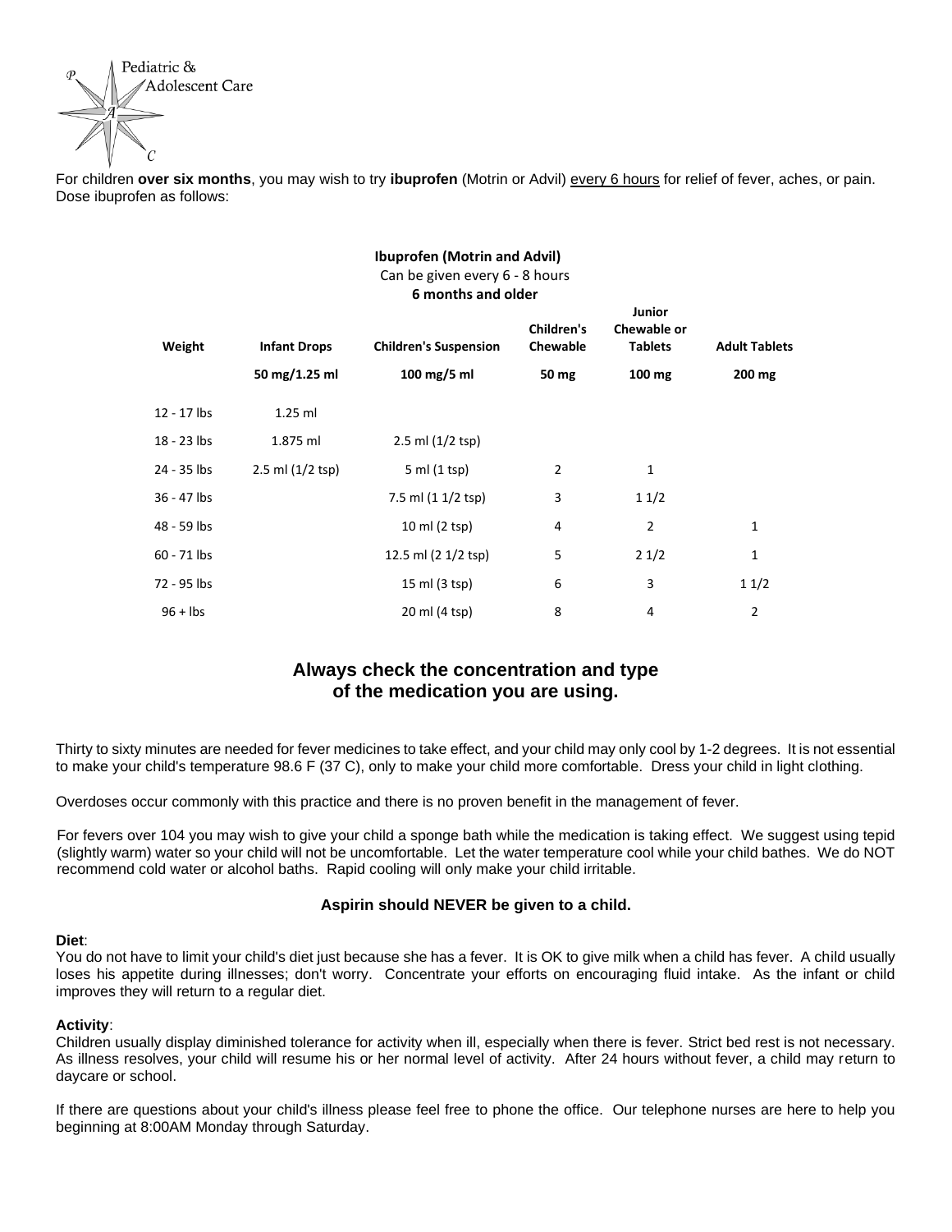Pediatric & Adolescent Care

For children **over six months**, you may wish to try **ibuprofen** (Motrin or Advil) <u>every 6 hours</u> for relief of fever, aches, or pain. Dose ibuprofen as follows:

**Ibuprofen (Motrin and Advil)**
Can be given every 6 - 8 hours
**6 months and older**

| **Weight** | **Infant Drops** | **Children's Suspension** | **Children's Chewable** | **Junior Chewable or Tablets** | **Adult Tablets** |
|---|---|---|---|---|---|
| | **50 mg/1.25 ml** | **100 mg/5 ml** | **50 mg** | **100 mg** | **200 mg** |
| 12 - 17 lbs | 1.25 ml | | | | |
| 18 - 23 lbs | 1.875 ml | 2.5 ml (1/2 tsp) | | | |
| 24 - 35 lbs | 2.5 ml (1/2 tsp) | 5 ml (1 tsp) | 2 | 1 | |
| 36 - 47 lbs | | 7.5 ml (1 1/2 tsp) | 3 | 1 1/2 | |
| 48 - 59 lbs | | 10 ml (2 tsp) | 4 | 2 | 1 |
| 60 - 71 lbs | | 12.5 ml (2 1/2 tsp) | 5 | 2 1/2 | 1 |
| 72 - 95 lbs | | 15 ml (3 tsp) | 6 | 3 | 1 1/2 |
| 96 + lbs | | 20 ml (4 tsp) | 8 | 4 | 2 |

## Always check the concentration and type of the medication you are using.

Thirty to sixty minutes are needed for fever medicines to take effect, and your child may only cool by 1-2 degrees. It is not essential to make your child's temperature 98.6 F (37 C), only to make your child more comfortable. Dress your child in light clothing.

Overdoses occur commonly with this practice and there is no proven benefit in the management of fever.

For fevers over 104 you may wish to give your child a sponge bath while the medication is taking effect. We suggest using tepid (slightly warm) water so your child will not be uncomfortable. Let the water temperature cool while your child bathes. We do NOT recommend cold water or alcohol baths. Rapid cooling will only make your child irritable.

**Aspirin should NEVER be given to a child.**

**Diet**:
You do not have to limit your child's diet just because she has a fever. It is OK to give milk when a child has fever. A child usually loses his appetite during illnesses; don't worry. Concentrate your efforts on encouraging fluid intake. As the infant or child improves they will return to a regular diet.

**Activity**:
Children usually display diminished tolerance for activity when ill, especially when there is fever. Strict bed rest is not necessary. As illness resolves, your child will resume his or her normal level of activity. After 24 hours without fever, a child may return to daycare or school.

If there are questions about your child's illness please feel free to phone the office. Our telephone nurses are here to help you beginning at 8:00AM Monday through Saturday.